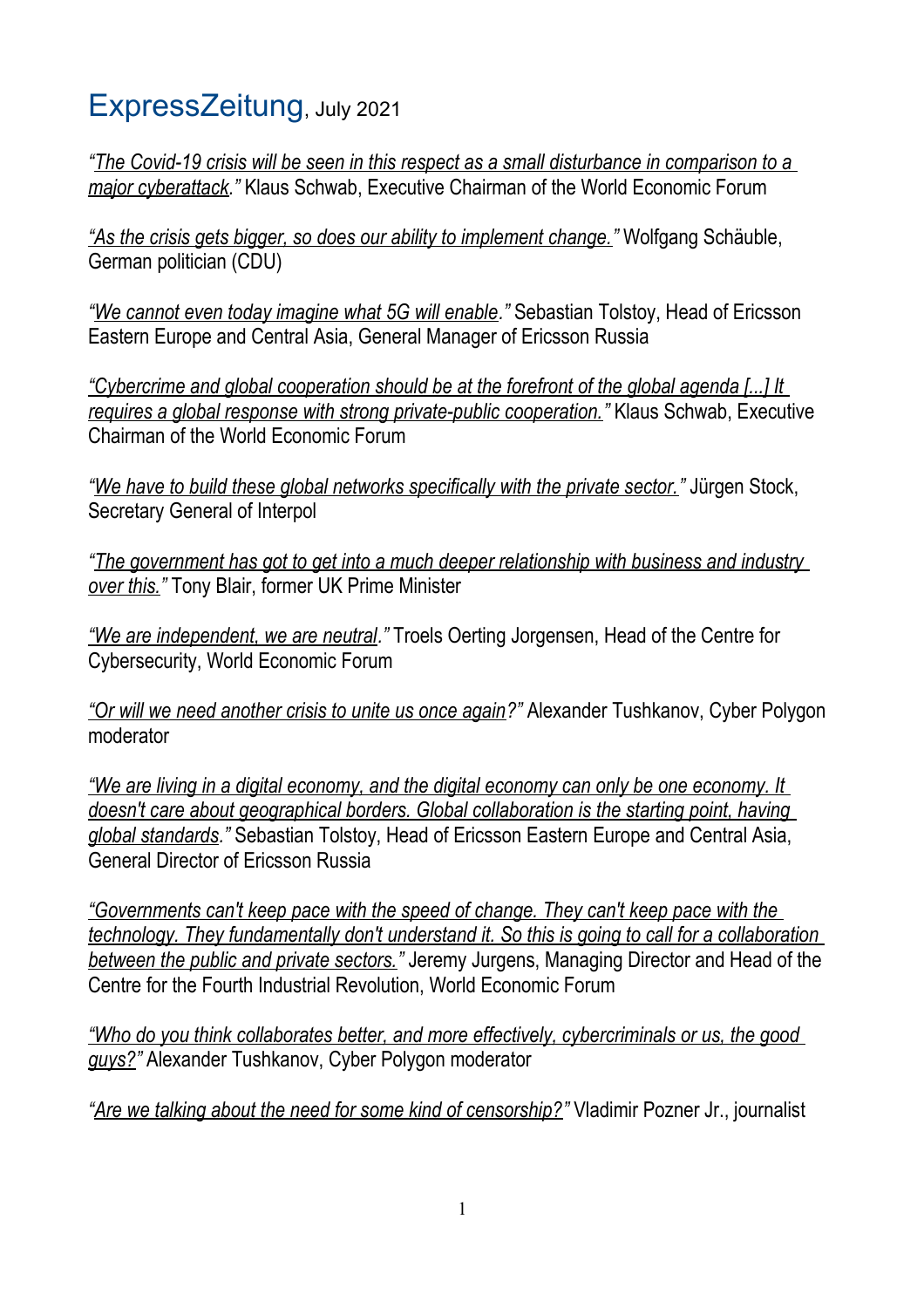# ExpressZeitung, July 2021

*"The Covid-19 crisis will be seen in this respect as a small disturbance in comparison to a major cyberattack."* Klaus Schwab, Executive Chairman of the World Economic Forum

*"As the crisis gets bigger, so does our ability to implement change."* Wolfgang Schäuble, German politician (CDU)

*"We cannot even today imagine what 5G will enable."* Sebastian Tolstoy, Head of Ericsson Eastern Europe and Central Asia, General Manager of Ericsson Russia

*"Cybercrime and global cooperation should be at the forefront of the global agenda [...] It requires a global response with strong private-public cooperation."* Klaus Schwab, Executive Chairman of the World Economic Forum

*"We have to build these global networks specifically with the private sector."* Jürgen Stock, Secretary General of Interpol

*"The government has got to get into a much deeper relationship with business and industry over this."* Tony Blair, former UK Prime Minister

*"We are independent, we are neutral."* Troels Oerting Jorgensen, Head of the Centre for Cybersecurity, World Economic Forum

*"Or will we need another crisis to unite us once again?"* Alexander Tushkanov, Cyber Polygon moderator

*"We are living in a digital economy, and the digital economy can only be one economy. It doesn't care about geographical borders. Global collaboration is the starting point, having global standards."* Sebastian Tolstoy, Head of Ericsson Eastern Europe and Central Asia, General Director of Ericsson Russia

*"Governments can't keep pace with the speed of change. They can't keep pace with the technology. They fundamentally don't understand it. So this is going to call for a collaboration between the public and private sectors."* Jeremy Jurgens, Managing Director and Head of the Centre for the Fourth Industrial Revolution, World Economic Forum

*"Who do you think collaborates better, and more effectively, cybercriminals or us, the good guys?"* Alexander Tushkanov, Cyber Polygon moderator

*"Are we talking about the need for some kind of censorship?"* Vladimir Pozner Jr., journalist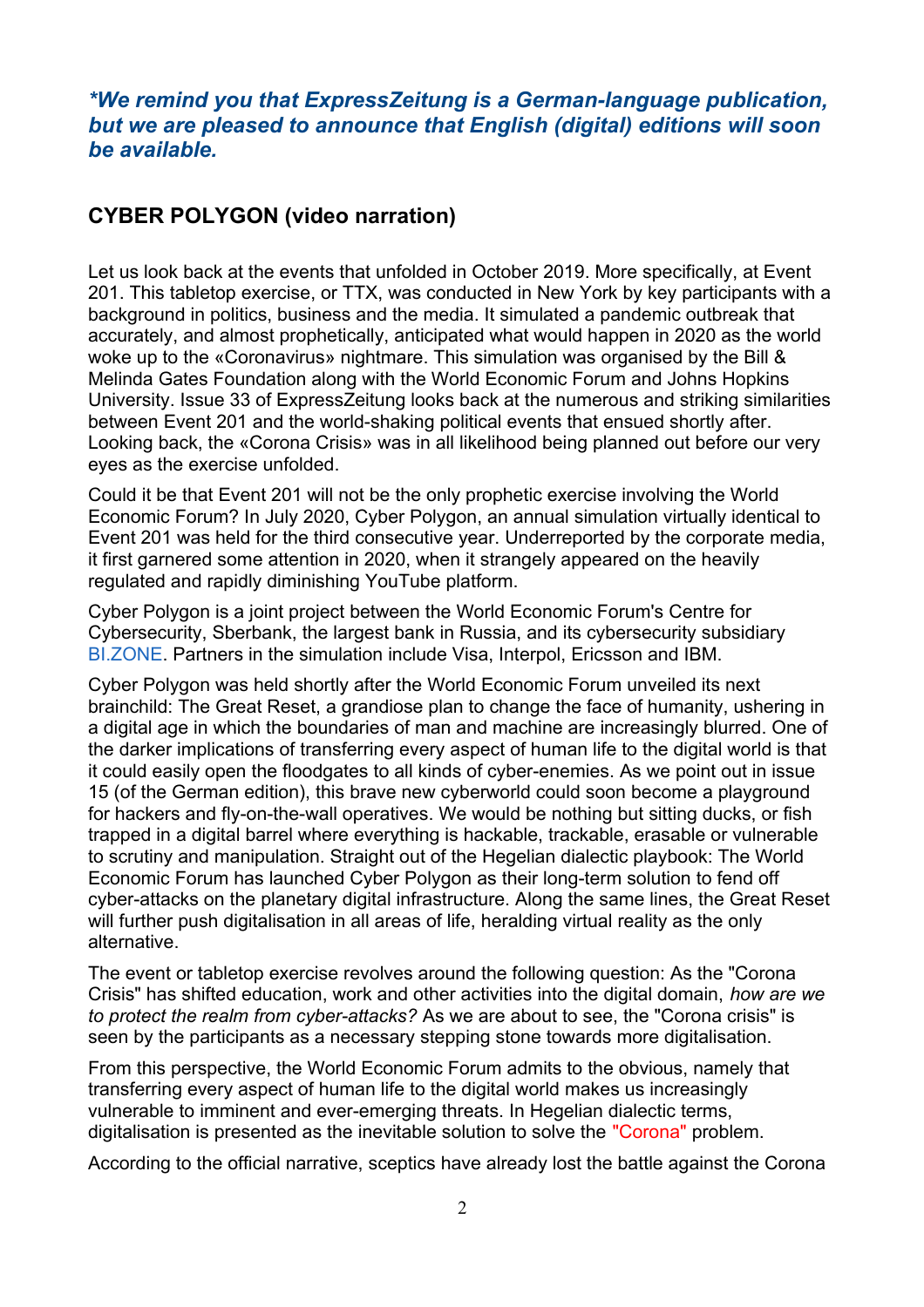***We remind you that ExpressZeitung is a German-language publication, but we are pleased to announce that English (digital) editions will soon be available.**

## CYBER POLYGON (video narration)

Let us look back at the events that unfolded in October 2019. More specifically, at Event 201. This tabletop exercise, or TTX, was conducted in New York by key participants with a background in politics, business and the media. It simulated a pandemic outbreak that accurately, and almost prophetically, anticipated what would happen in 2020 as the world woke up to the «Coronavirus» nightmare. This simulation was organised by the Bill & Melinda Gates Foundation along with the World Economic Forum and Johns Hopkins University. Issue 33 of ExpressZeitung looks back at the numerous and striking similarities between Event 201 and the world-shaking political events that ensued shortly after. Looking back, the «Corona Crisis» was in all likelihood being planned out before our very eyes as the exercise unfolded.

Could it be that Event 201 will not be the only prophetic exercise involving the World Economic Forum? In July 2020, Cyber Polygon, an annual simulation virtually identical to Event 201 was held for the third consecutive year. Underreported by the corporate media, it first garnered some attention in 2020, when it strangely appeared on the heavily regulated and rapidly diminishing YouTube platform.

Cyber Polygon is a joint project between the World Economic Forum's Centre for Cybersecurity, Sberbank, the largest bank in Russia, and its cybersecurity subsidiary BI.ZONE. Partners in the simulation include Visa, Interpol, Ericsson and IBM.

Cyber Polygon was held shortly after the World Economic Forum unveiled its next brainchild: The Great Reset, a grandiose plan to change the face of humanity, ushering in a digital age in which the boundaries of man and machine are increasingly blurred. One of the darker implications of transferring every aspect of human life to the digital world is that it could easily open the floodgates to all kinds of cyber-enemies. As we point out in issue 15 (of the German edition), this brave new cyberworld could soon become a playground for hackers and fly-on-the-wall operatives. We would be nothing but sitting ducks, or fish trapped in a digital barrel where everything is hackable, trackable, erasable or vulnerable to scrutiny and manipulation. Straight out of the Hegelian dialectic playbook: The World Economic Forum has launched Cyber Polygon as their long-term solution to fend off cyber-attacks on the planetary digital infrastructure. Along the same lines, the Great Reset will further push digitalisation in all areas of life, heralding virtual reality as the only alternative.

The event or tabletop exercise revolves around the following question: As the "Corona Crisis" has shifted education, work and other activities into the digital domain, *how are we to protect the realm from cyber-attacks?* As we are about to see, the "Corona crisis" is seen by the participants as a necessary stepping stone towards more digitalisation.

From this perspective, the World Economic Forum admits to the obvious, namely that transferring every aspect of human life to the digital world makes us increasingly vulnerable to imminent and ever-emerging threats. In Hegelian dialectic terms, digitalisation is presented as the inevitable solution to solve the "Corona" problem.

According to the official narrative, sceptics have already lost the battle against the Corona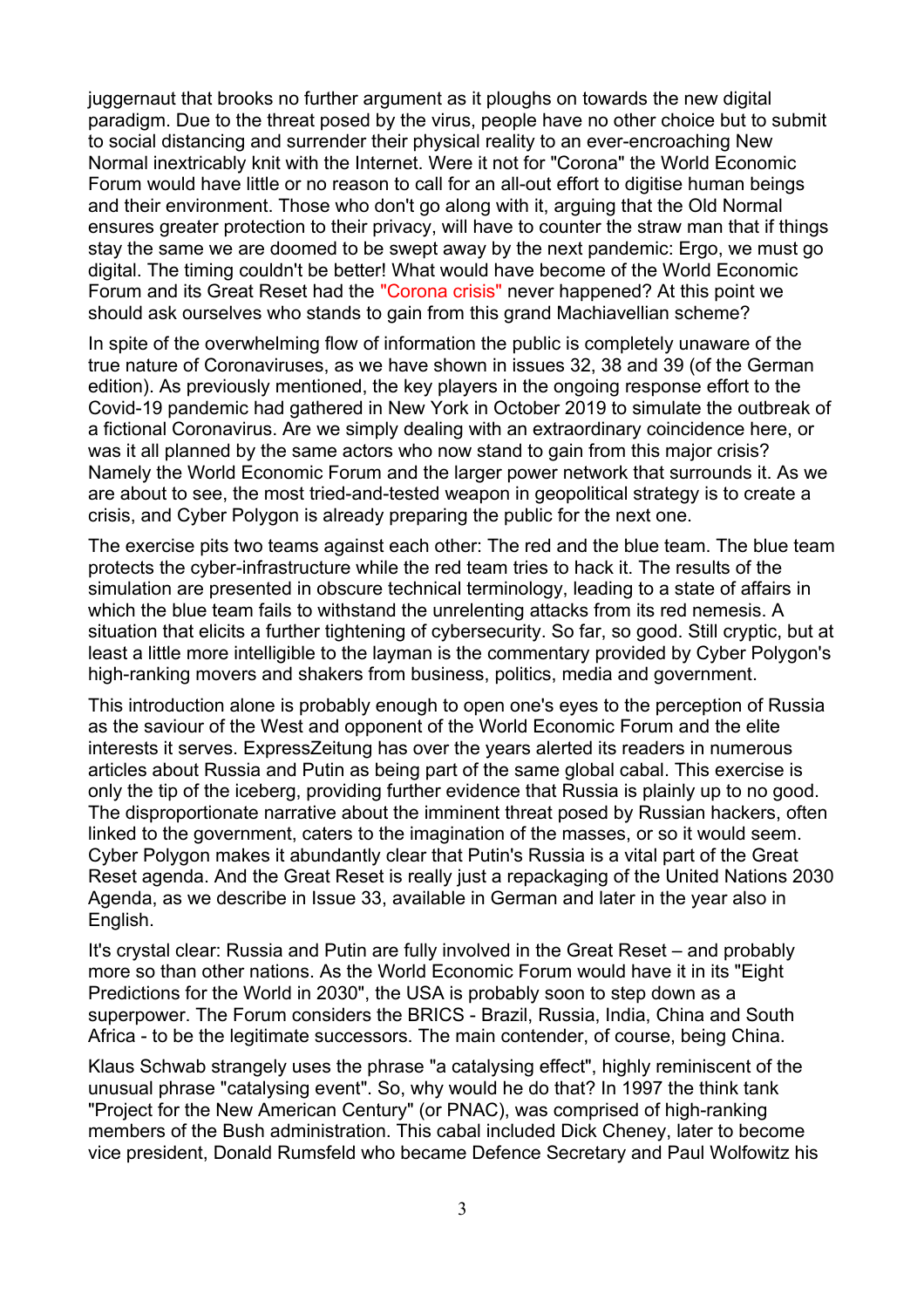juggernaut that brooks no further argument as it ploughs on towards the new digital paradigm. Due to the threat posed by the virus, people have no other choice but to submit to social distancing and surrender their physical reality to an ever-encroaching New Normal inextricably knit with the Internet. Were it not for "Corona" the World Economic Forum would have little or no reason to call for an all-out effort to digitise human beings and their environment. Those who don't go along with it, arguing that the Old Normal ensures greater protection to their privacy, will have to counter the straw man that if things stay the same we are doomed to be swept away by the next pandemic: Ergo, we must go digital. The timing couldn't be better! What would have become of the World Economic Forum and its Great Reset had the "Corona crisis" never happened? At this point we should ask ourselves who stands to gain from this grand Machiavellian scheme?

In spite of the overwhelming flow of information the public is completely unaware of the true nature of Coronaviruses, as we have shown in issues 32, 38 and 39 (of the German edition). As previously mentioned, the key players in the ongoing response effort to the Covid-19 pandemic had gathered in New York in October 2019 to simulate the outbreak of a fictional Coronavirus. Are we simply dealing with an extraordinary coincidence here, or was it all planned by the same actors who now stand to gain from this major crisis? Namely the World Economic Forum and the larger power network that surrounds it. As we are about to see, the most tried-and-tested weapon in geopolitical strategy is to create a crisis, and Cyber Polygon is already preparing the public for the next one.

The exercise pits two teams against each other: The red and the blue team. The blue team protects the cyber-infrastructure while the red team tries to hack it. The results of the simulation are presented in obscure technical terminology, leading to a state of affairs in which the blue team fails to withstand the unrelenting attacks from its red nemesis. A situation that elicits a further tightening of cybersecurity. So far, so good. Still cryptic, but at least a little more intelligible to the layman is the commentary provided by Cyber Polygon's high-ranking movers and shakers from business, politics, media and government.

This introduction alone is probably enough to open one's eyes to the perception of Russia as the saviour of the West and opponent of the World Economic Forum and the elite interests it serves. ExpressZeitung has over the years alerted its readers in numerous articles about Russia and Putin as being part of the same global cabal. This exercise is only the tip of the iceberg, providing further evidence that Russia is plainly up to no good. The disproportionate narrative about the imminent threat posed by Russian hackers, often linked to the government, caters to the imagination of the masses, or so it would seem. Cyber Polygon makes it abundantly clear that Putin's Russia is a vital part of the Great Reset agenda. And the Great Reset is really just a repackaging of the United Nations 2030 Agenda, as we describe in Issue 33, available in German and later in the year also in English.

It's crystal clear: Russia and Putin are fully involved in the Great Reset – and probably more so than other nations. As the World Economic Forum would have it in its "Eight Predictions for the World in 2030", the USA is probably soon to step down as a superpower. The Forum considers the BRICS - Brazil, Russia, India, China and South Africa - to be the legitimate successors. The main contender, of course, being China.

Klaus Schwab strangely uses the phrase "a catalysing effect", highly reminiscent of the unusual phrase "catalysing event". So, why would he do that? In 1997 the think tank "Project for the New American Century" (or PNAC), was comprised of high-ranking members of the Bush administration. This cabal included Dick Cheney, later to become vice president, Donald Rumsfeld who became Defence Secretary and Paul Wolfowitz his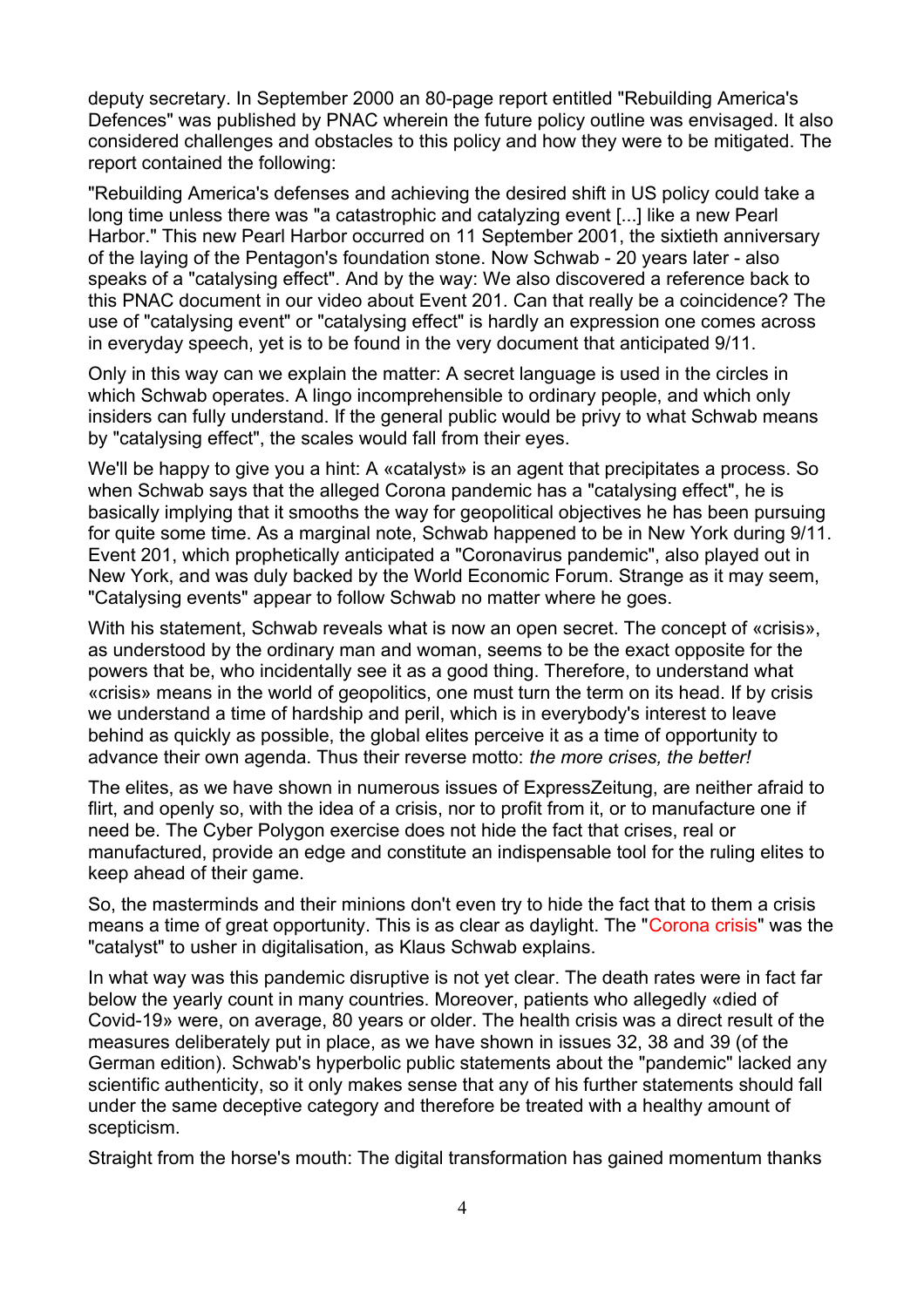deputy secretary. In September 2000 an 80-page report entitled "Rebuilding America's Defences" was published by PNAC wherein the future policy outline was envisaged. It also considered challenges and obstacles to this policy and how they were to be mitigated. The report contained the following:

"Rebuilding America's defenses and achieving the desired shift in US policy could take a long time unless there was "a catastrophic and catalyzing event [...] like a new Pearl Harbor." This new Pearl Harbor occurred on 11 September 2001, the sixtieth anniversary of the laying of the Pentagon's foundation stone. Now Schwab - 20 years later - also speaks of a "catalysing effect". And by the way: We also discovered a reference back to this PNAC document in our video about Event 201. Can that really be a coincidence? The use of "catalysing event" or "catalysing effect" is hardly an expression one comes across in everyday speech, yet is to be found in the very document that anticipated 9/11.

Only in this way can we explain the matter: A secret language is used in the circles in which Schwab operates. A lingo incomprehensible to ordinary people, and which only insiders can fully understand. If the general public would be privy to what Schwab means by "catalysing effect", the scales would fall from their eyes.

We'll be happy to give you a hint: A «catalyst» is an agent that precipitates a process. So when Schwab says that the alleged Corona pandemic has a "catalysing effect", he is basically implying that it smooths the way for geopolitical objectives he has been pursuing for quite some time. As a marginal note, Schwab happened to be in New York during 9/11. Event 201, which prophetically anticipated a "Coronavirus pandemic", also played out in New York, and was duly backed by the World Economic Forum. Strange as it may seem, "Catalysing events" appear to follow Schwab no matter where he goes.

With his statement, Schwab reveals what is now an open secret. The concept of «crisis», as understood by the ordinary man and woman, seems to be the exact opposite for the powers that be, who incidentally see it as a good thing. Therefore, to understand what «crisis» means in the world of geopolitics, one must turn the term on its head. If by crisis we understand a time of hardship and peril, which is in everybody's interest to leave behind as quickly as possible, the global elites perceive it as a time of opportunity to advance their own agenda. Thus their reverse motto: *the more crises, the better!*

The elites, as we have shown in numerous issues of ExpressZeitung, are neither afraid to flirt, and openly so, with the idea of a crisis, nor to profit from it, or to manufacture one if need be. The Cyber Polygon exercise does not hide the fact that crises, real or manufactured, provide an edge and constitute an indispensable tool for the ruling elites to keep ahead of their game.

So, the masterminds and their minions don't even try to hide the fact that to them a crisis means a time of great opportunity. This is as clear as daylight. The "Corona crisis" was the "catalyst" to usher in digitalisation, as Klaus Schwab explains.

In what way was this pandemic disruptive is not yet clear. The death rates were in fact far below the yearly count in many countries. Moreover, patients who allegedly «died of Covid-19» were, on average, 80 years or older. The health crisis was a direct result of the measures deliberately put in place, as we have shown in issues 32, 38 and 39 (of the German edition). Schwab's hyperbolic public statements about the "pandemic" lacked any scientific authenticity, so it only makes sense that any of his further statements should fall under the same deceptive category and therefore be treated with a healthy amount of scepticism.

Straight from the horse's mouth: The digital transformation has gained momentum thanks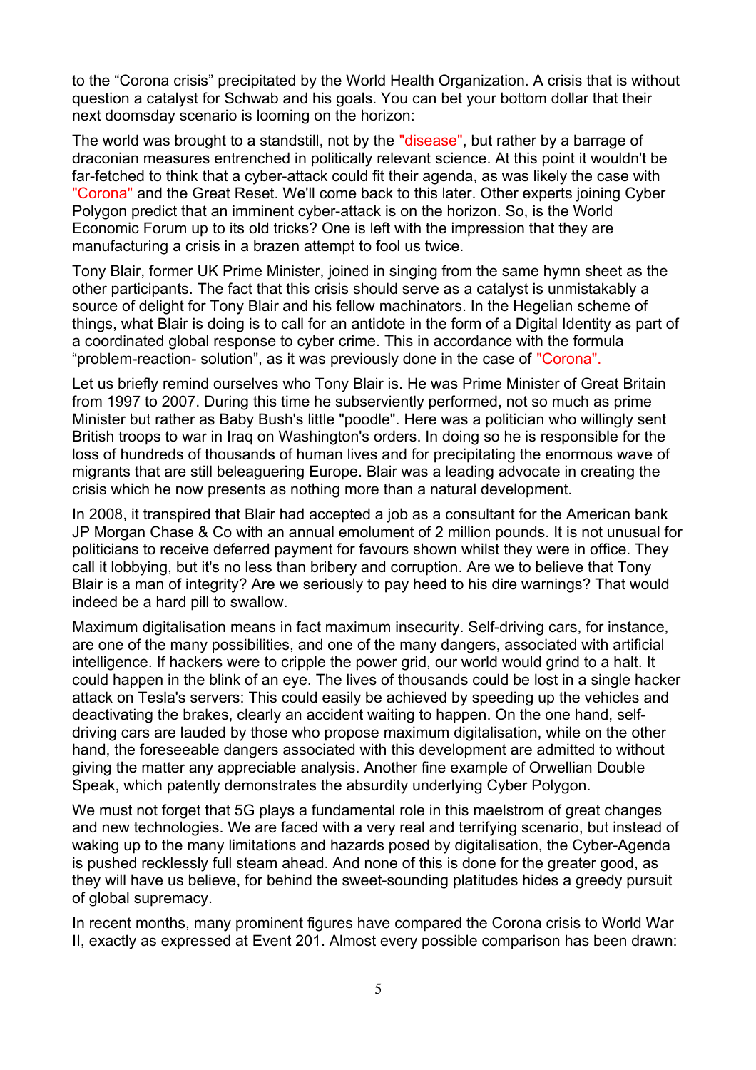to the “Corona crisis” precipitated by the World Health Organization. A crisis that is without question a catalyst for Schwab and his goals. You can bet your bottom dollar that their next doomsday scenario is looming on the horizon:

The world was brought to a standstill, not by the "disease", but rather by a barrage of draconian measures entrenched in politically relevant science. At this point it wouldn't be far-fetched to think that a cyber-attack could fit their agenda, as was likely the case with "Corona" and the Great Reset. We'll come back to this later. Other experts joining Cyber Polygon predict that an imminent cyber-attack is on the horizon. So, is the World Economic Forum up to its old tricks? One is left with the impression that they are manufacturing a crisis in a brazen attempt to fool us twice.

Tony Blair, former UK Prime Minister, joined in singing from the same hymn sheet as the other participants. The fact that this crisis should serve as a catalyst is unmistakably a source of delight for Tony Blair and his fellow machinators. In the Hegelian scheme of things, what Blair is doing is to call for an antidote in the form of a Digital Identity as part of a coordinated global response to cyber crime. This in accordance with the formula “problem-reaction- solution”, as it was previously done in the case of "Corona".

Let us briefly remind ourselves who Tony Blair is. He was Prime Minister of Great Britain from 1997 to 2007. During this time he subserviently performed, not so much as prime Minister but rather as Baby Bush's little "poodle". Here was a politician who willingly sent British troops to war in Iraq on Washington's orders. In doing so he is responsible for the loss of hundreds of thousands of human lives and for precipitating the enormous wave of migrants that are still beleaguering Europe. Blair was a leading advocate in creating the crisis which he now presents as nothing more than a natural development.

In 2008, it transpired that Blair had accepted a job as a consultant for the American bank JP Morgan Chase & Co with an annual emolument of 2 million pounds. It is not unusual for politicians to receive deferred payment for favours shown whilst they were in office. They call it lobbying, but it's no less than bribery and corruption. Are we to believe that Tony Blair is a man of integrity? Are we seriously to pay heed to his dire warnings? That would indeed be a hard pill to swallow.

Maximum digitalisation means in fact maximum insecurity. Self-driving cars, for instance, are one of the many possibilities, and one of the many dangers, associated with artificial intelligence. If hackers were to cripple the power grid, our world would grind to a halt. It could happen in the blink of an eye. The lives of thousands could be lost in a single hacker attack on Tesla's servers: This could easily be achieved by speeding up the vehicles and deactivating the brakes, clearly an accident waiting to happen. On the one hand, self-driving cars are lauded by those who propose maximum digitalisation, while on the other hand, the foreseeable dangers associated with this development are admitted to without giving the matter any appreciable analysis. Another fine example of Orwellian Double Speak, which patently demonstrates the absurdity underlying Cyber Polygon.

We must not forget that 5G plays a fundamental role in this maelstrom of great changes and new technologies. We are faced with a very real and terrifying scenario, but instead of waking up to the many limitations and hazards posed by digitalisation, the Cyber-Agenda is pushed recklessly full steam ahead. And none of this is done for the greater good, as they will have us believe, for behind the sweet-sounding platitudes hides a greedy pursuit of global supremacy.

In recent months, many prominent figures have compared the Corona crisis to World War II, exactly as expressed at Event 201. Almost every possible comparison has been drawn: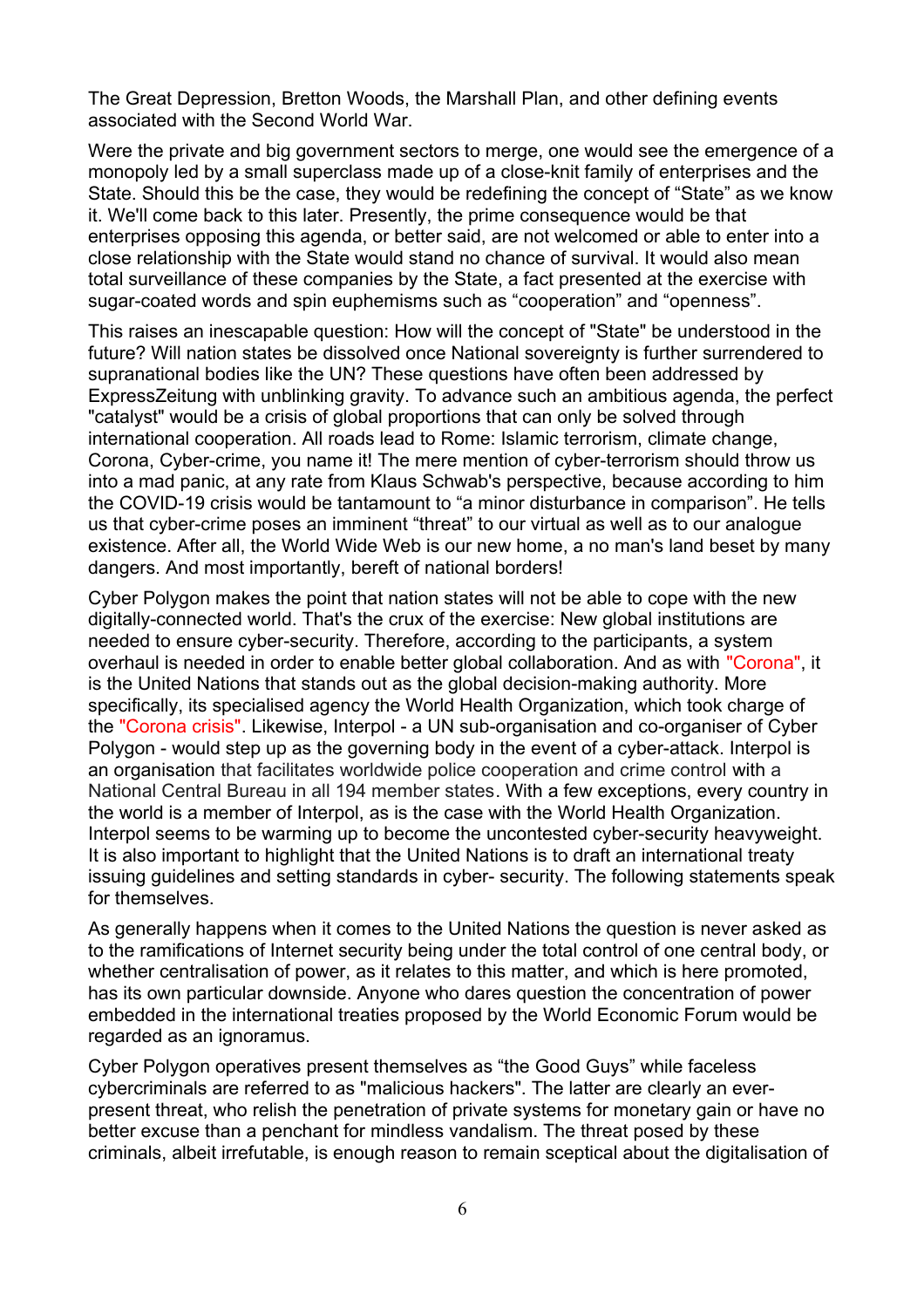The Great Depression, Bretton Woods, the Marshall Plan, and other defining events associated with the Second World War.

Were the private and big government sectors to merge, one would see the emergence of a monopoly led by a small superclass made up of a close-knit family of enterprises and the State. Should this be the case, they would be redefining the concept of "State" as we know it. We'll come back to this later. Presently, the prime consequence would be that enterprises opposing this agenda, or better said, are not welcomed or able to enter into a close relationship with the State would stand no chance of survival. It would also mean total surveillance of these companies by the State, a fact presented at the exercise with sugar-coated words and spin euphemisms such as "cooperation" and "openness".

This raises an inescapable question: How will the concept of "State" be understood in the future? Will nation states be dissolved once National sovereignty is further surrendered to supranational bodies like the UN? These questions have often been addressed by ExpressZeitung with unblinking gravity. To advance such an ambitious agenda, the perfect "catalyst" would be a crisis of global proportions that can only be solved through international cooperation. All roads lead to Rome: Islamic terrorism, climate change, Corona, Cyber-crime, you name it! The mere mention of cyber-terrorism should throw us into a mad panic, at any rate from Klaus Schwab's perspective, because according to him the COVID-19 crisis would be tantamount to "a minor disturbance in comparison". He tells us that cyber-crime poses an imminent "threat" to our virtual as well as to our analogue existence. After all, the World Wide Web is our new home, a no man's land beset by many dangers. And most importantly, bereft of national borders!

Cyber Polygon makes the point that nation states will not be able to cope with the new digitally-connected world. That's the crux of the exercise: New global institutions are needed to ensure cyber-security. Therefore, according to the participants, a system overhaul is needed in order to enable better global collaboration. And as with "Corona", it is the United Nations that stands out as the global decision-making authority. More specifically, its specialised agency the World Health Organization, which took charge of the "Corona crisis". Likewise, Interpol - a UN sub-organisation and co-organiser of Cyber Polygon - would step up as the governing body in the event of a cyber-attack. Interpol is an organisation that facilitates worldwide police cooperation and crime control with a National Central Bureau in all 194 member states. With a few exceptions, every country in the world is a member of Interpol, as is the case with the World Health Organization. Interpol seems to be warming up to become the uncontested cyber-security heavyweight. It is also important to highlight that the United Nations is to draft an international treaty issuing guidelines and setting standards in cyber- security. The following statements speak for themselves.

As generally happens when it comes to the United Nations the question is never asked as to the ramifications of Internet security being under the total control of one central body, or whether centralisation of power, as it relates to this matter, and which is here promoted, has its own particular downside. Anyone who dares question the concentration of power embedded in the international treaties proposed by the World Economic Forum would be regarded as an ignoramus.

Cyber Polygon operatives present themselves as "the Good Guys" while faceless cybercriminals are referred to as "malicious hackers". The latter are clearly an ever-present threat, who relish the penetration of private systems for monetary gain or have no better excuse than a penchant for mindless vandalism. The threat posed by these criminals, albeit irrefutable, is enough reason to remain sceptical about the digitalisation of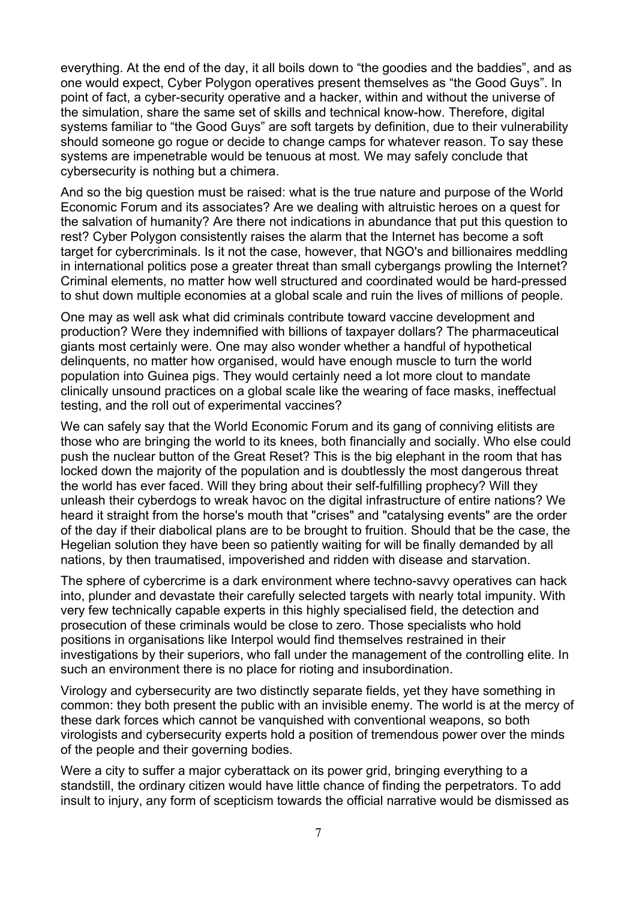everything. At the end of the day, it all boils down to "the goodies and the baddies", and as one would expect, Cyber Polygon operatives present themselves as "the Good Guys". In point of fact, a cyber-security operative and a hacker, within and without the universe of the simulation, share the same set of skills and technical know-how. Therefore, digital systems familiar to "the Good Guys" are soft targets by definition, due to their vulnerability should someone go rogue or decide to change camps for whatever reason. To say these systems are impenetrable would be tenuous at most. We may safely conclude that cybersecurity is nothing but a chimera.

And so the big question must be raised: what is the true nature and purpose of the World Economic Forum and its associates? Are we dealing with altruistic heroes on a quest for the salvation of humanity? Are there not indications in abundance that put this question to rest? Cyber Polygon consistently raises the alarm that the Internet has become a soft target for cybercriminals. Is it not the case, however, that NGO's and billionaires meddling in international politics pose a greater threat than small cybergangs prowling the Internet? Criminal elements, no matter how well structured and coordinated would be hard-pressed to shut down multiple economies at a global scale and ruin the lives of millions of people.

One may as well ask what did criminals contribute toward vaccine development and production? Were they indemnified with billions of taxpayer dollars? The pharmaceutical giants most certainly were. One may also wonder whether a handful of hypothetical delinquents, no matter how organised, would have enough muscle to turn the world population into Guinea pigs. They would certainly need a lot more clout to mandate clinically unsound practices on a global scale like the wearing of face masks, ineffectual testing, and the roll out of experimental vaccines?

We can safely say that the World Economic Forum and its gang of conniving elitists are those who are bringing the world to its knees, both financially and socially. Who else could push the nuclear button of the Great Reset? This is the big elephant in the room that has locked down the majority of the population and is doubtlessly the most dangerous threat the world has ever faced. Will they bring about their self-fulfilling prophecy? Will they unleash their cyberdogs to wreak havoc on the digital infrastructure of entire nations? We heard it straight from the horse's mouth that "crises" and "catalysing events" are the order of the day if their diabolical plans are to be brought to fruition. Should that be the case, the Hegelian solution they have been so patiently waiting for will be finally demanded by all nations, by then traumatised, impoverished and ridden with disease and starvation.

The sphere of cybercrime is a dark environment where techno-savvy operatives can hack into, plunder and devastate their carefully selected targets with nearly total impunity. With very few technically capable experts in this highly specialised field, the detection and prosecution of these criminals would be close to zero. Those specialists who hold positions in organisations like Interpol would find themselves restrained in their investigations by their superiors, who fall under the management of the controlling elite. In such an environment there is no place for rioting and insubordination.

Virology and cybersecurity are two distinctly separate fields, yet they have something in common: they both present the public with an invisible enemy. The world is at the mercy of these dark forces which cannot be vanquished with conventional weapons, so both virologists and cybersecurity experts hold a position of tremendous power over the minds of the people and their governing bodies.

Were a city to suffer a major cyberattack on its power grid, bringing everything to a standstill, the ordinary citizen would have little chance of finding the perpetrators. To add insult to injury, any form of scepticism towards the official narrative would be dismissed as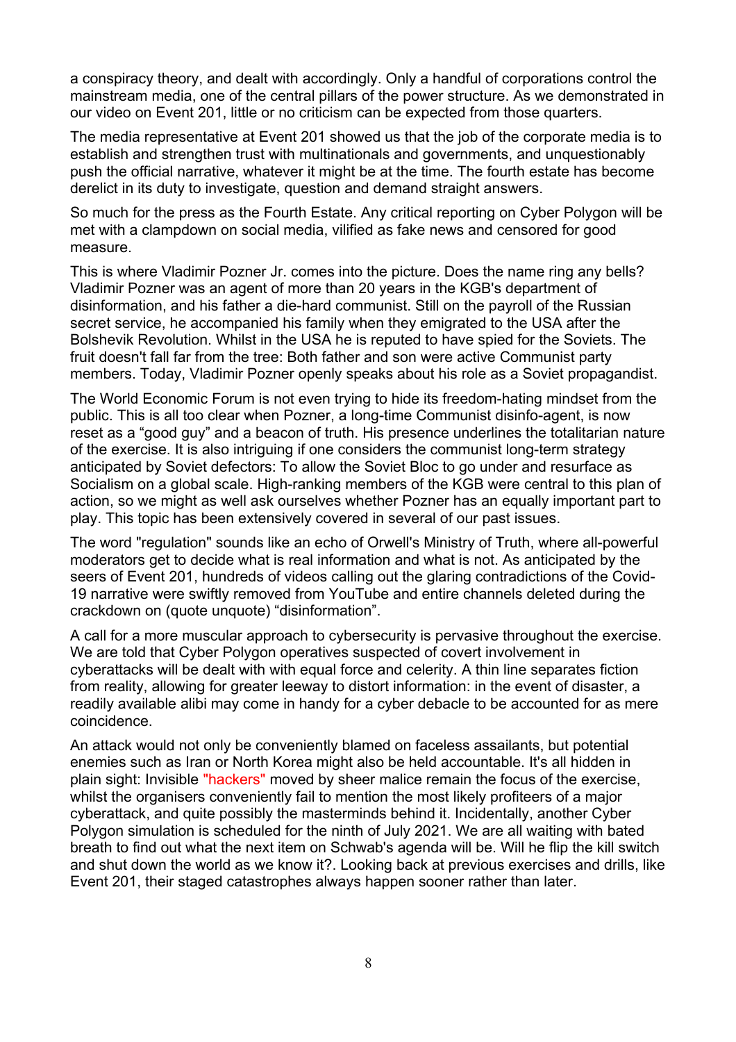a conspiracy theory, and dealt with accordingly. Only a handful of corporations control the mainstream media, one of the central pillars of the power structure. As we demonstrated in our video on Event 201, little or no criticism can be expected from those quarters.

The media representative at Event 201 showed us that the job of the corporate media is to establish and strengthen trust with multinationals and governments, and unquestionably push the official narrative, whatever it might be at the time. The fourth estate has become derelict in its duty to investigate, question and demand straight answers.

So much for the press as the Fourth Estate. Any critical reporting on Cyber Polygon will be met with a clampdown on social media, vilified as fake news and censored for good measure.

This is where Vladimir Pozner Jr. comes into the picture. Does the name ring any bells? Vladimir Pozner was an agent of more than 20 years in the KGB's department of disinformation, and his father a die-hard communist. Still on the payroll of the Russian secret service, he accompanied his family when they emigrated to the USA after the Bolshevik Revolution. Whilst in the USA he is reputed to have spied for the Soviets. The fruit doesn't fall far from the tree: Both father and son were active Communist party members. Today, Vladimir Pozner openly speaks about his role as a Soviet propagandist.

The World Economic Forum is not even trying to hide its freedom-hating mindset from the public. This is all too clear when Pozner, a long-time Communist disinfo-agent, is now reset as a "good guy" and a beacon of truth. His presence underlines the totalitarian nature of the exercise. It is also intriguing if one considers the communist long-term strategy anticipated by Soviet defectors: To allow the Soviet Bloc to go under and resurface as Socialism on a global scale. High-ranking members of the KGB were central to this plan of action, so we might as well ask ourselves whether Pozner has an equally important part to play. This topic has been extensively covered in several of our past issues.

The word "regulation" sounds like an echo of Orwell's Ministry of Truth, where all-powerful moderators get to decide what is real information and what is not. As anticipated by the seers of Event 201, hundreds of videos calling out the glaring contradictions of the Covid-19 narrative were swiftly removed from YouTube and entire channels deleted during the crackdown on (quote unquote) "disinformation".

A call for a more muscular approach to cybersecurity is pervasive throughout the exercise. We are told that Cyber Polygon operatives suspected of covert involvement in cyberattacks will be dealt with with equal force and celerity. A thin line separates fiction from reality, allowing for greater leeway to distort information: in the event of disaster, a readily available alibi may come in handy for a cyber debacle to be accounted for as mere coincidence.

An attack would not only be conveniently blamed on faceless assailants, but potential enemies such as Iran or North Korea might also be held accountable. It's all hidden in plain sight: Invisible "hackers" moved by sheer malice remain the focus of the exercise, whilst the organisers conveniently fail to mention the most likely profiteers of a major cyberattack, and quite possibly the masterminds behind it. Incidentally, another Cyber Polygon simulation is scheduled for the ninth of July 2021. We are all waiting with bated breath to find out what the next item on Schwab's agenda will be. Will he flip the kill switch and shut down the world as we know it?. Looking back at previous exercises and drills, like Event 201, their staged catastrophes always happen sooner rather than later.